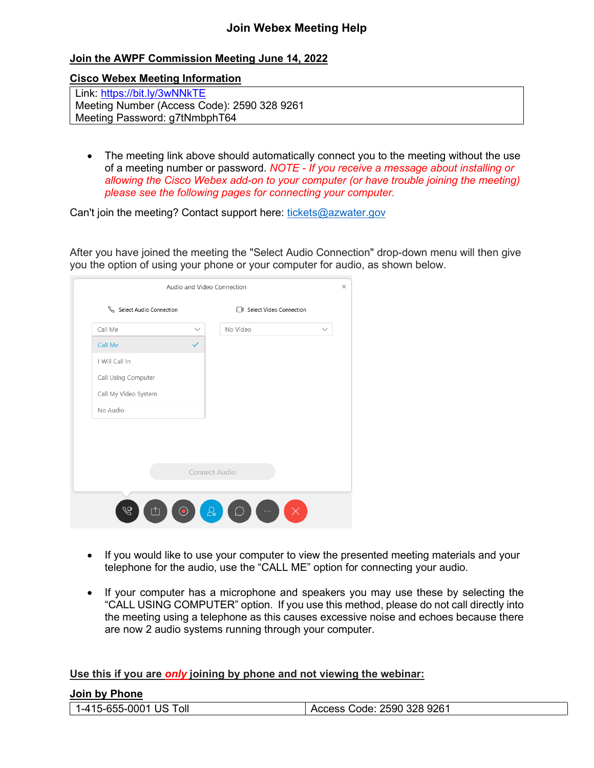# Join Webex Meeting Help

## Join the AWPF Commission Meeting June 14, 2022

### Cisco Webex Meeting Information

| Link: https://bit.ly/3wNNkTE<br>Meeting Number (Access Code): 2590 328 9261<br>Meeting Password: g7tNmbphT64 |
|---|

- The meeting link above should automatically connect you to the meeting without the use of a meeting number or password. *NOTE - If you receive a message about installing or allowing the Cisco Webex add-on to your computer (or have trouble joining the meeting) please see the following pages for connecting your computer.*

Can't join the meeting? Contact support here: tickets@azwater.gov

After you have joined the meeting the "Select Audio Connection" drop-down menu will then give you the option of using your phone or your computer for audio, as shown below.

- If you would like to use your computer to view the presented meeting materials and your telephone for the audio, use the "CALL ME" option for connecting your audio.

- If your computer has a microphone and speakers you may use these by selecting the "CALL USING COMPUTER" option. If you use this method, please do not call directly into the meeting using a telephone as this causes excessive noise and echoes because there are now 2 audio systems running through your computer.

### Use this if you are *only* joining by phone and not viewing the webinar:

### Join by Phone

| 1-415-655-0001 US Toll | Access Code: 2590 328 9261 |
|---|---|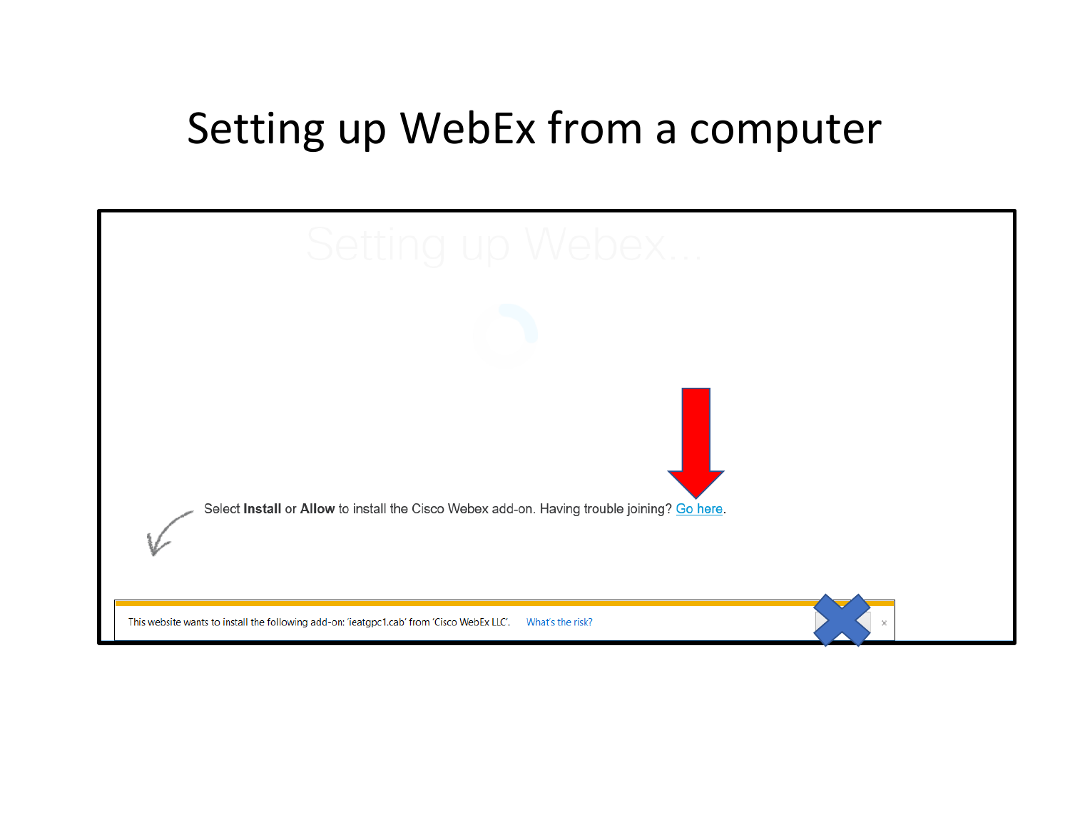# Setting up WebEx from a computer

Setting up Webex...

Select **Install** or **Allow** to install the Cisco Webex add-on. Having trouble joining? Go here.

This website wants to install the following add-on: 'ieatgpc1.cab' from 'Cisco WebEx LLC'. What's the risk?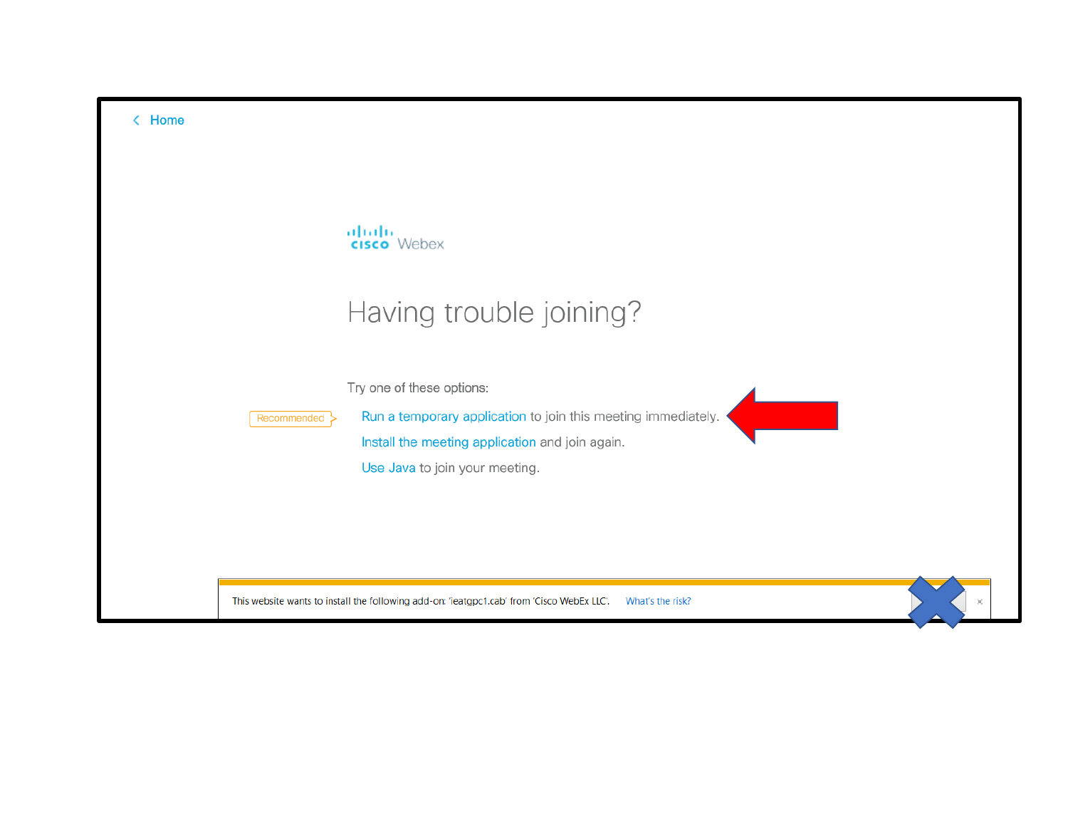< Home

cisco Webex

# Having trouble joining?

Try one of these options:

Recommended — Run a temporary application to join this meeting immediately.

Install the meeting application and join again.

Use Java to join your meeting.

This website wants to install the following add-on: 'ieatgpc1.cab' from 'Cisco WebEx LLC'. What's the risk?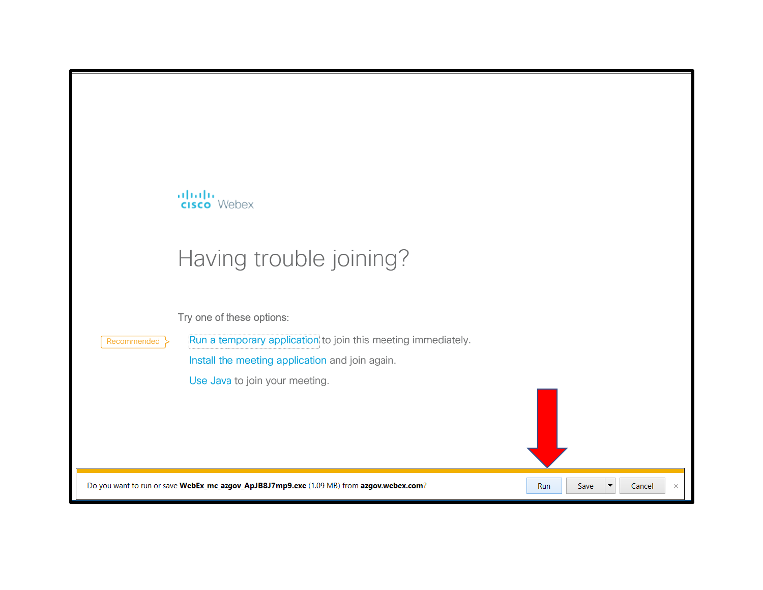cisco Webex

# Having trouble joining?

Try one of these options:

Recommended — Run a temporary application to join this meeting immediately.

Install the meeting application and join again.

Use Java to join your meeting.

Do you want to run or save **WebEx_mc_azgov_ApJB8J7mp9.exe** (1.09 MB) from **azgov.webex.com**?

Run | Save | Cancel